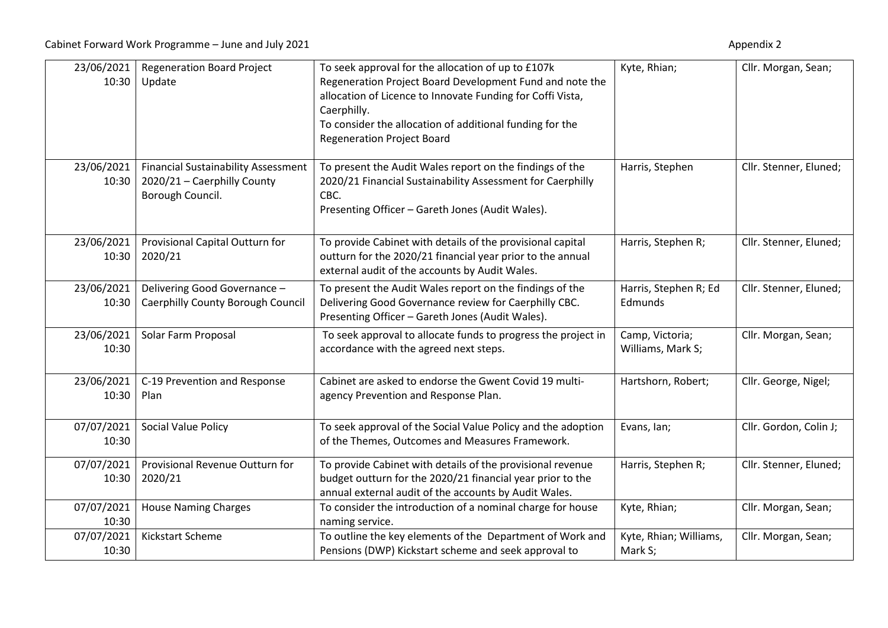Cabinet Forward Work Programme – June and July 2021

Appendix 2

| | | | | |
|---|---|---|---|---|
| 23/06/2021 10:30 | Regeneration Board Project Update | To seek approval for the allocation of up to £107k Regeneration Project Board Development Fund and note the allocation of Licence to Innovate Funding for Coffi Vista, Caerphilly.<br>To consider the allocation of additional funding for the Regeneration Project Board | Kyte, Rhian; | Cllr. Morgan, Sean; |
| 23/06/2021 10:30 | Financial Sustainability Assessment 2020/21 – Caerphilly County Borough Council. | To present the Audit Wales report on the findings of the 2020/21 Financial Sustainability Assessment for Caerphilly CBC.<br>Presenting Officer – Gareth Jones (Audit Wales). | Harris, Stephen | Cllr. Stenner, Eluned; |
| 23/06/2021 10:30 | Provisional Capital Outturn for 2020/21 | To provide Cabinet with details of the provisional capital outturn for the 2020/21 financial year prior to the annual external audit of the accounts by Audit Wales. | Harris, Stephen R; | Cllr. Stenner, Eluned; |
| 23/06/2021 10:30 | Delivering Good Governance – Caerphilly County Borough Council | To present the Audit Wales report on the findings of the Delivering Good Governance review for Caerphilly CBC.<br>Presenting Officer – Gareth Jones (Audit Wales). | Harris, Stephen R; Ed Edmunds | Cllr. Stenner, Eluned; |
| 23/06/2021 10:30 | Solar Farm Proposal | To seek approval to allocate funds to progress the project in accordance with the agreed next steps. | Camp, Victoria; Williams, Mark S; | Cllr. Morgan, Sean; |
| 23/06/2021 10:30 | C-19 Prevention and Response Plan | Cabinet are asked to endorse the Gwent Covid 19 multi-agency Prevention and Response Plan. | Hartshorn, Robert; | Cllr. George, Nigel; |
| 07/07/2021 10:30 | Social Value Policy | To seek approval of the Social Value Policy and the adoption of the Themes, Outcomes and Measures Framework. | Evans, Ian; | Cllr. Gordon, Colin J; |
| 07/07/2021 10:30 | Provisional Revenue Outturn for 2020/21 | To provide Cabinet with details of the provisional revenue budget outturn for the 2020/21 financial year prior to the annual external audit of the accounts by Audit Wales. | Harris, Stephen R; | Cllr. Stenner, Eluned; |
| 07/07/2021 10:30 | House Naming Charges | To consider the introduction of a nominal charge for house naming service. | Kyte, Rhian; | Cllr. Morgan, Sean; |
| 07/07/2021 10:30 | Kickstart Scheme | To outline the key elements of the Department of Work and Pensions (DWP) Kickstart scheme and seek approval to | Kyte, Rhian; Williams, Mark S; | Cllr. Morgan, Sean; |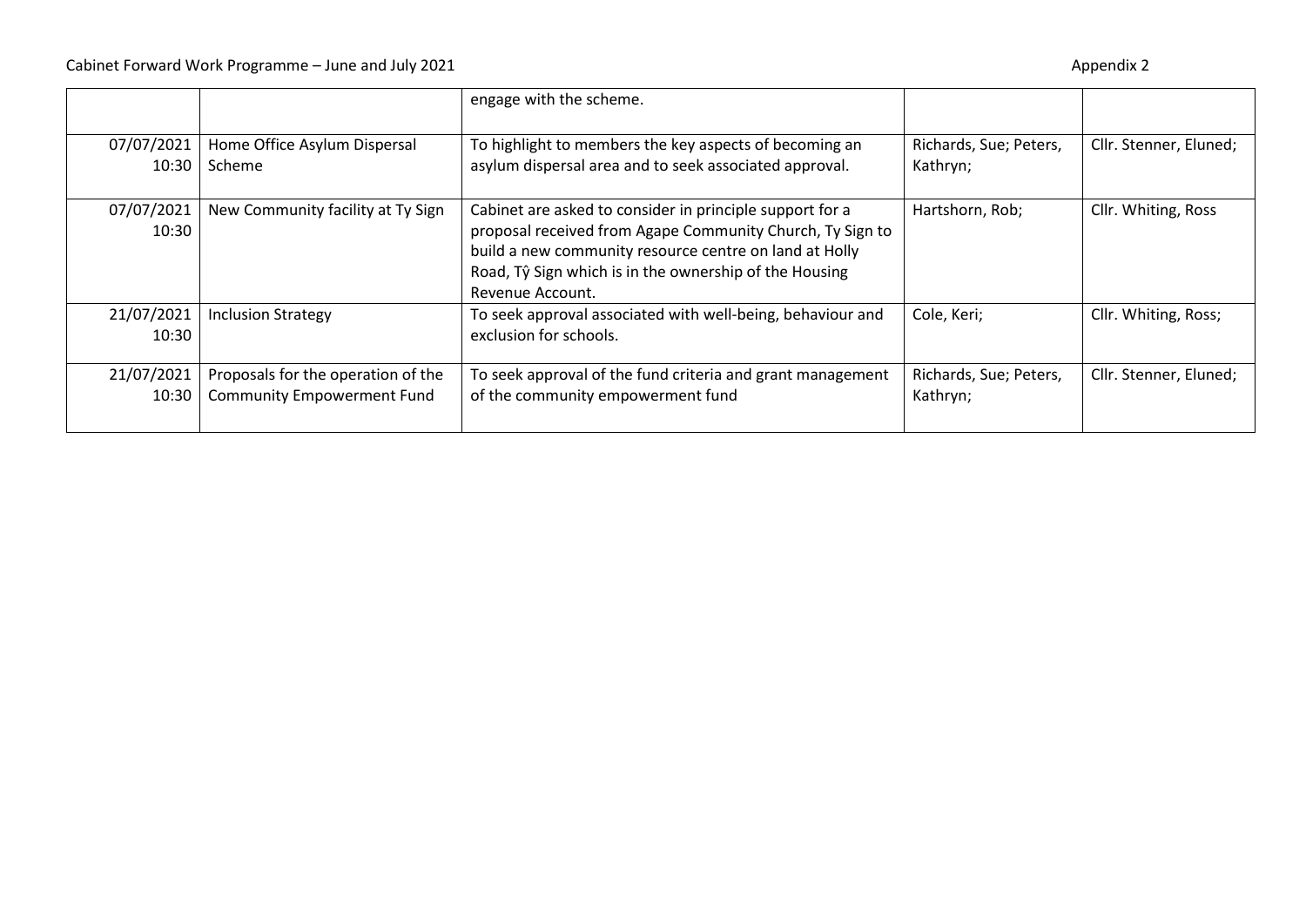| | | | | |
|---|---|---|---|---|
| | | engage with the scheme. | | |
| 07/07/2021 10:30 | Home Office Asylum Dispersal Scheme | To highlight to members the key aspects of becoming an asylum dispersal area and to seek associated approval. | Richards, Sue; Peters, Kathryn; | Cllr. Stenner, Eluned; |
| 07/07/2021 10:30 | New Community facility at Ty Sign | Cabinet are asked to consider in principle support for a proposal received from Agape Community Church, Ty Sign to build a new community resource centre on land at Holly Road, Tŷ Sign which is in the ownership of the Housing Revenue Account. | Hartshorn, Rob; | Cllr. Whiting, Ross |
| 21/07/2021 10:30 | Inclusion Strategy | To seek approval associated with well-being, behaviour and exclusion for schools. | Cole, Keri; | Cllr. Whiting, Ross; |
| 21/07/2021 10:30 | Proposals for the operation of the Community Empowerment Fund | To seek approval of the fund criteria and grant management of the community empowerment fund | Richards, Sue; Peters, Kathryn; | Cllr. Stenner, Eluned; |